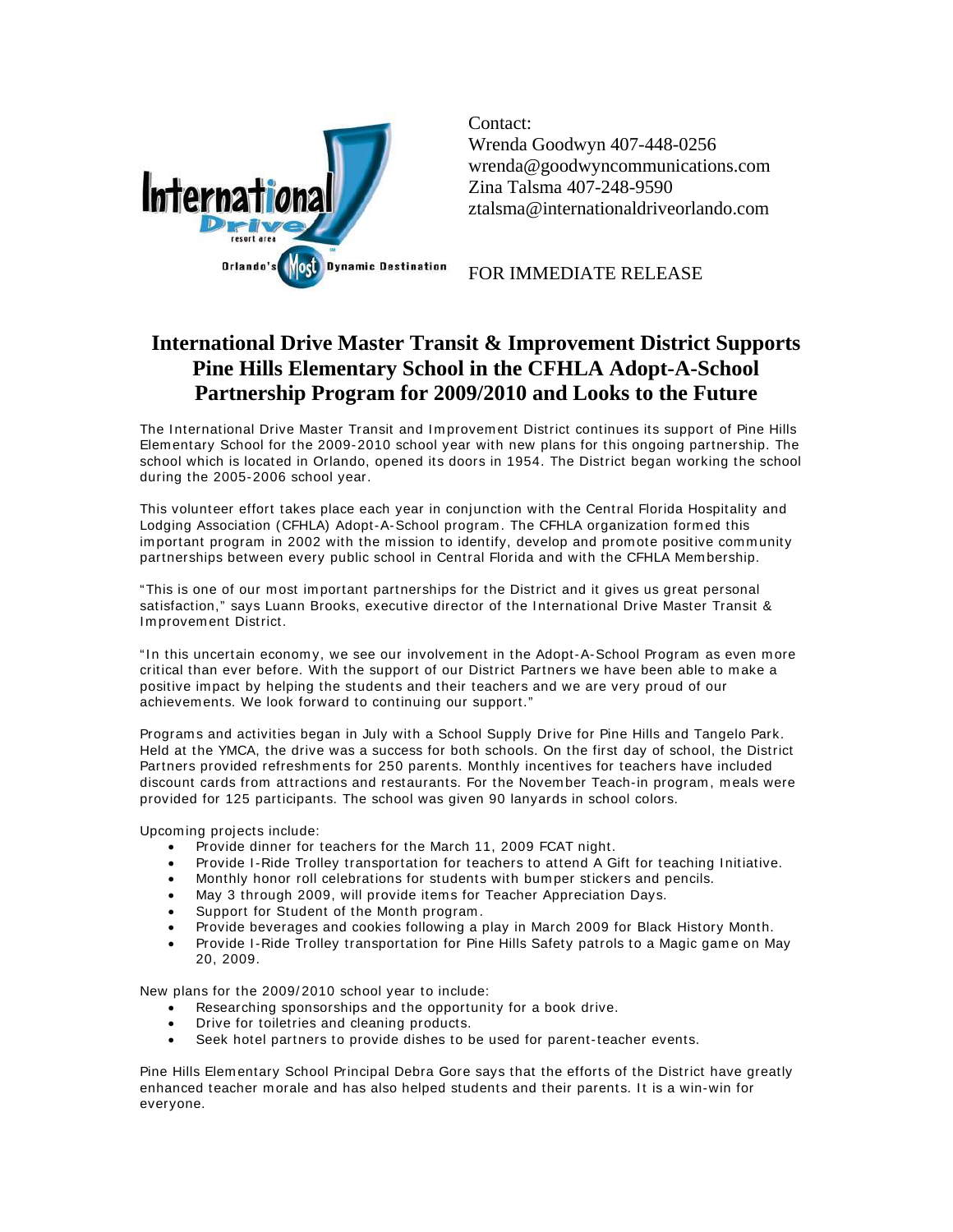Contact:
Wrenda Goodwyn 407-448-0256
wrenda@goodwyncommunications.com
Zina Talsma 407-248-9590
ztalsma@internationaldriveorlando.com

FOR IMMEDIATE RELEASE

# International Drive Master Transit & Improvement District Supports Pine Hills Elementary School in the CFHLA Adopt-A-School Partnership Program for 2009/2010 and Looks to the Future

The International Drive Master Transit and Improvement District continues its support of Pine Hills Elementary School for the 2009-2010 school year with new plans for this ongoing partnership. The school which is located in Orlando, opened its doors in 1954. The District began working the school during the 2005-2006 school year.

This volunteer effort takes place each year in conjunction with the Central Florida Hospitality and Lodging Association (CFHLA) Adopt-A-School program. The CFHLA organization formed this important program in 2002 with the mission to identify, develop and promote positive community partnerships between every public school in Central Florida and with the CFHLA Membership.

"This is one of our most important partnerships for the District and it gives us great personal satisfaction," says Luann Brooks, executive director of the International Drive Master Transit & Improvement District.

"In this uncertain economy, we see our involvement in the Adopt-A-School Program as even more critical than ever before. With the support of our District Partners we have been able to make a positive impact by helping the students and their teachers and we are very proud of our achievements. We look forward to continuing our support."

Programs and activities began in July with a School Supply Drive for Pine Hills and Tangelo Park. Held at the YMCA, the drive was a success for both schools. On the first day of school, the District Partners provided refreshments for 250 parents. Monthly incentives for teachers have included discount cards from attractions and restaurants. For the November Teach-in program, meals were provided for 125 participants. The school was given 90 lanyards in school colors.

Upcoming projects include:

- Provide dinner for teachers for the March 11, 2009 FCAT night.
- Provide I-Ride Trolley transportation for teachers to attend A Gift for teaching Initiative.
- Monthly honor roll celebrations for students with bumper stickers and pencils.
- May 3 through 2009, will provide items for Teacher Appreciation Days.
- Support for Student of the Month program.
- Provide beverages and cookies following a play in March 2009 for Black History Month.
- Provide I-Ride Trolley transportation for Pine Hills Safety patrols to a Magic game on May 20, 2009.

New plans for the 2009/2010 school year to include:

- Researching sponsorships and the opportunity for a book drive.
- Drive for toiletries and cleaning products.
- Seek hotel partners to provide dishes to be used for parent-teacher events.

Pine Hills Elementary School Principal Debra Gore says that the efforts of the District have greatly enhanced teacher morale and has also helped students and their parents. It is a win-win for everyone.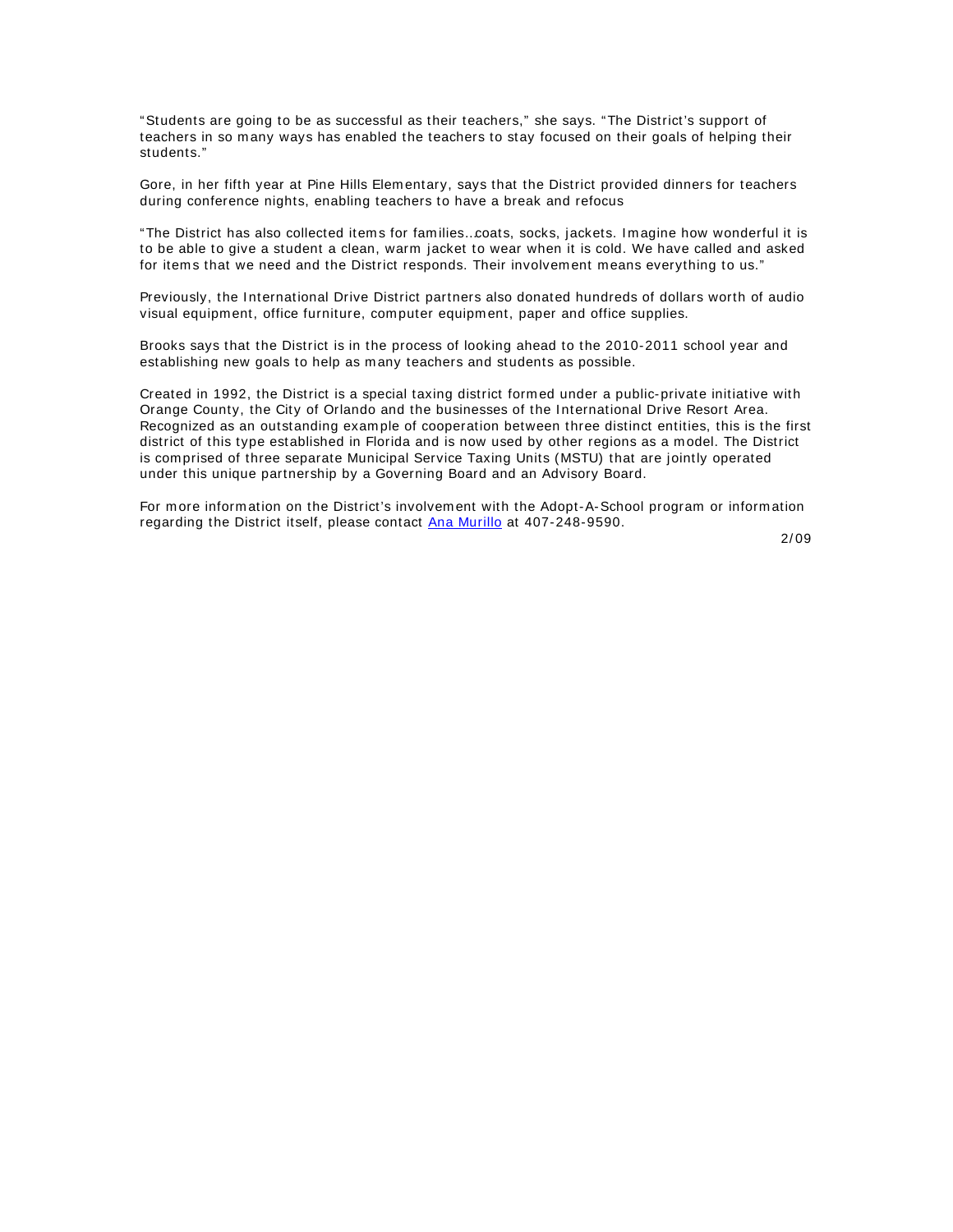"Students are going to be as successful as their teachers," she says. "The District's support of teachers in so many ways has enabled the teachers to stay focused on their goals of helping their students."

Gore, in her fifth year at Pine Hills Elementary, says that the District provided dinners for teachers during conference nights, enabling teachers to have a break and refocus

"The District has also collected items for families…coats, socks, jackets. Imagine how wonderful it is to be able to give a student a clean, warm jacket to wear when it is cold. We have called and asked for items that we need and the District responds. Their involvement means everything to us."

Previously, the International Drive District partners also donated hundreds of dollars worth of audio visual equipment, office furniture, computer equipment, paper and office supplies.

Brooks says that the District is in the process of looking ahead to the 2010-2011 school year and establishing new goals to help as many teachers and students as possible.

Created in 1992, the District is a special taxing district formed under a public-private initiative with Orange County, the City of Orlando and the businesses of the International Drive Resort Area. Recognized as an outstanding example of cooperation between three distinct entities, this is the first district of this type established in Florida and is now used by other regions as a model. The District is comprised of three separate Municipal Service Taxing Units (MSTU) that are jointly operated under this unique partnership by a Governing Board and an Advisory Board.

For more information on the District's involvement with the Adopt-A-School program or information regarding the District itself, please contact Ana Murillo at 407-248-9590.

2/09